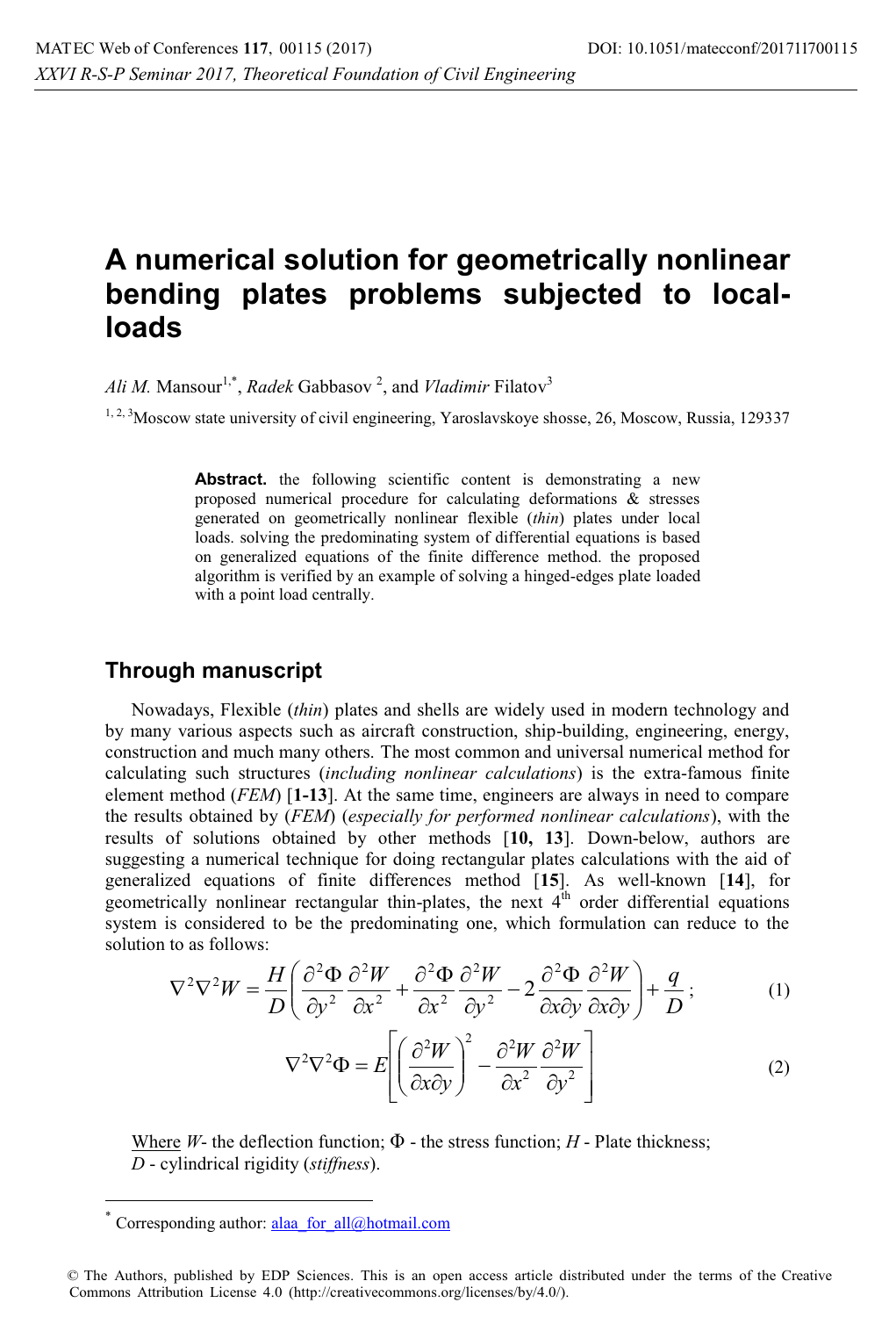# A numerical solution for geometrically nonlinear bending plates problems subjected to local-loads

*Ali M.* Mansour[1,*], *Radek* Gabbasov [2], and *Vladimir* Filatov[3]

[1, 2, 3]Moscow state university of civil engineering, Yaroslavskoye shosse, 26, Moscow, Russia, 129337

**Abstract.** the following scientific content is demonstrating a new proposed numerical procedure for calculating deformations & stresses generated on geometrically nonlinear flexible (*thin*) plates under local loads. solving the predominating system of differential equations is based on generalized equations of the finite difference method. the proposed algorithm is verified by an example of solving a hinged-edges plate loaded with a point load centrally.

## Through manuscript

Nowadays, Flexible (*thin*) plates and shells are widely used in modern technology and by many various aspects such as aircraft construction, ship-building, engineering, energy, construction and much many others. The most common and universal numerical method for calculating such structures (*including nonlinear calculations*) is the extra-famous finite element method (*FEM*) [**1-13**]. At the same time, engineers are always in need to compare the results obtained by (*FEM*) (*especially for performed nonlinear calculations*), with the results of solutions obtained by other methods [**10, 13**]. Down-below, authors are suggesting a numerical technique for doing rectangular plates calculations with the aid of generalized equations of finite differences method [**15**]. As well-known [**14**], for geometrically nonlinear rectangular thin-plates, the next $4^{th}$ order differential equations system is considered to be the predominating one, which formulation can reduce to the solution to as follows:

$$\nabla^2\nabla^2 W = \frac{H}{D}\left(\frac{\partial^2\Phi}{\partial y^2}\frac{\partial^2 W}{\partial x^2} + \frac{\partial^2\Phi}{\partial x^2}\frac{\partial^2 W}{\partial y^2} - 2\frac{\partial^2\Phi}{\partial x\partial y}\frac{\partial^2 W}{\partial x\partial y}\right) + \frac{q}{D}; \tag{1}$$

$$\nabla^2\nabla^2\Phi = E\left[\left(\frac{\partial^2 W}{\partial x\partial y}\right)^2 - \frac{\partial^2 W}{\partial x^2}\frac{\partial^2 W}{\partial y^2}\right] \tag{2}$$

<u>Where</u> $W$- the deflection function; $\Phi$ - the stress function; $H$ - Plate thickness; $D$ - cylindrical rigidity (*stiffness*).

---

[*] Corresponding author: alaa_for_all@hotmail.com

© The Authors, published by EDP Sciences. This is an open access article distributed under the terms of the Creative Commons Attribution License 4.0 (http://creativecommons.org/licenses/by/4.0/).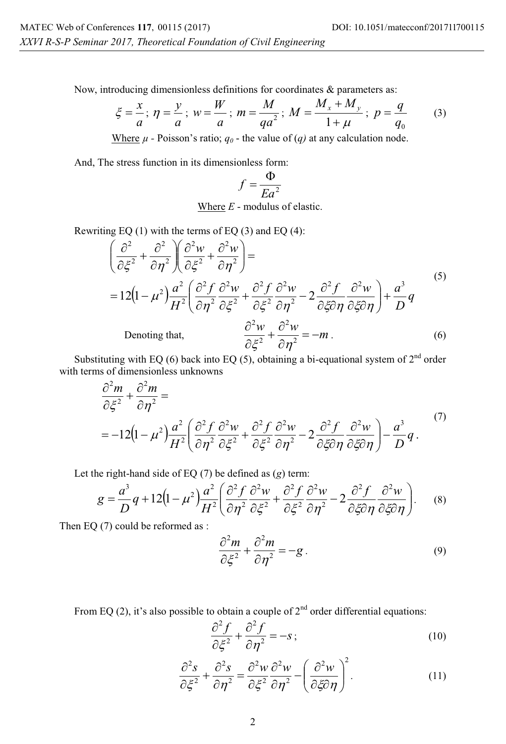Now, introducing dimensionless definitions for coordinates & parameters as:

$$\xi = \frac{x}{a};\ \eta = \frac{y}{a};\ w = \frac{W}{a};\ m = \frac{M}{qa^2};\ M = \frac{M_x + M_y}{1+\mu};\ p = \frac{q}{q_0} \tag{3}$$

Where $\mu$ - Poisson's ratio; $q_0$ - the value of ($q$) at any calculation node.

And, The stress function in its dimensionless form:

$$f = \frac{\Phi}{Ea^2}$$

Where $E$ - modulus of elastic.

Rewriting EQ (1) with the terms of EQ (3) and EQ (4):

$$\left(\frac{\partial^2}{\partial \xi^2} + \frac{\partial^2}{\partial \eta^2}\right)\left(\frac{\partial^2 w}{\partial \xi^2} + \frac{\partial^2 w}{\partial \eta^2}\right) = \\ = 12\left(1-\mu^2\right)\frac{a^2}{H^2}\left(\frac{\partial^2 f}{\partial \eta^2}\frac{\partial^2 w}{\partial \xi^2} + \frac{\partial^2 f}{\partial \xi^2}\frac{\partial^2 w}{\partial \eta^2} - 2\frac{\partial^2 f}{\partial \xi \partial \eta}\frac{\partial^2 w}{\partial \xi \partial \eta}\right) + \frac{a^3}{D}q \tag{5}$$

Denoting that,

$$\frac{\partial^2 w}{\partial \xi^2} + \frac{\partial^2 w}{\partial \eta^2} = -m\,. \tag{6}$$

Substituting with EQ (6) back into EQ (5), obtaining a bi-equational system of 2nd order with terms of dimensionless unknowns

$$\frac{\partial^2 m}{\partial \xi^2} + \frac{\partial^2 m}{\partial \eta^2} = \\ = -12\left(1-\mu^2\right)\frac{a^2}{H^2}\left(\frac{\partial^2 f}{\partial \eta^2}\frac{\partial^2 w}{\partial \xi^2} + \frac{\partial^2 f}{\partial \xi^2}\frac{\partial^2 w}{\partial \eta^2} - 2\frac{\partial^2 f}{\partial \xi \partial \eta}\frac{\partial^2 w}{\partial \xi \partial \eta}\right) - \frac{a^3}{D}q\,. \tag{7}$$

Let the right-hand side of EQ (7) be defined as ($g$) term:

$$g = \frac{a^3}{D}q + 12\left(1-\mu^2\right)\frac{a^2}{H^2}\left(\frac{\partial^2 f}{\partial \eta^2}\frac{\partial^2 w}{\partial \xi^2} + \frac{\partial^2 f}{\partial \xi^2}\frac{\partial^2 w}{\partial \eta^2} - 2\frac{\partial^2 f}{\partial \xi \partial \eta}\frac{\partial^2 w}{\partial \xi \partial \eta}\right). \tag{8}$$

Then EQ (7) could be reformed as :

$$\frac{\partial^2 m}{\partial \xi^2} + \frac{\partial^2 m}{\partial \eta^2} = -g\,. \tag{9}$$

From EQ (2), it's also possible to obtain a couple of 2nd order differential equations:

$$\frac{\partial^2 f}{\partial \xi^2} + \frac{\partial^2 f}{\partial \eta^2} = -s\,; \tag{10}$$

$$\frac{\partial^2 s}{\partial \xi^2} + \frac{\partial^2 s}{\partial \eta^2} = \frac{\partial^2 w}{\partial \xi^2}\frac{\partial^2 w}{\partial \eta^2} - \left(\frac{\partial^2 w}{\partial \xi \partial \eta}\right)^2. \tag{11}$$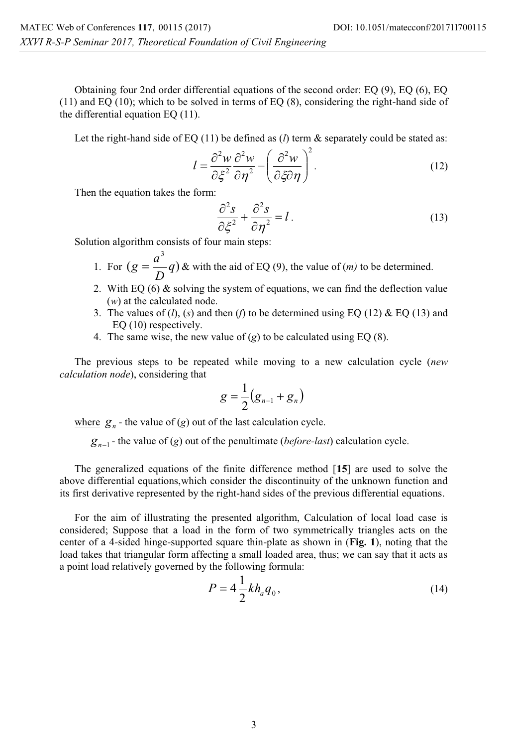Obtaining four 2nd order differential equations of the second order: EQ (9), EQ (6), EQ (11) and EQ (10); which to be solved in terms of EQ (8), considering the right-hand side of the differential equation EQ (11).

Let the right-hand side of EQ (11) be defined as (*l*) term & separately could be stated as:

$$l = \frac{\partial^2 w}{\partial \xi^2}\frac{\partial^2 w}{\partial \eta^2} - \left(\frac{\partial^2 w}{\partial \xi \partial \eta}\right)^2. \tag{12}$$

Then the equation takes the form:

$$\frac{\partial^2 s}{\partial \xi^2} + \frac{\partial^2 s}{\partial \eta^2} = l. \tag{13}$$

Solution algorithm consists of four main steps:

1. For $(g = \frac{a^3}{D}q)$ & with the aid of EQ (9), the value of (*m*) to be determined.
2. With EQ (6) & solving the system of equations, we can find the deflection value (*w*) at the calculated node.
3. The values of (*l*), (*s*) and then (*f*) to be determined using EQ (12) & EQ (13) and EQ (10) respectively.
4. The same wise, the new value of (*g*) to be calculated using EQ (8).

The previous steps to be repeated while moving to a new calculation cycle (*new calculation node*), considering that

$$g = \frac{1}{2}\left(g_{n-1} + g_n\right)$$

where $g_n$ - the value of (*g*) out of the last calculation cycle.

$g_{n-1}$ - the value of (*g*) out of the penultimate (*before-last*) calculation cycle.

The generalized equations of the finite difference method [**15**] are used to solve the above differential equations,which consider the discontinuity of the unknown function and its first derivative represented by the right-hand sides of the previous differential equations.

For the aim of illustrating the presented algorithm, Calculation of local load case is considered; Suppose that a load in the form of two symmetrically triangles acts on the center of a 4-sided hinge-supported square thin-plate as shown in (**Fig. 1**), noting that the load takes that triangular form affecting a small loaded area, thus; we can say that it acts as a point load relatively governed by the following formula:

$$P = 4\frac{1}{2}kh_a q_0, \tag{14}$$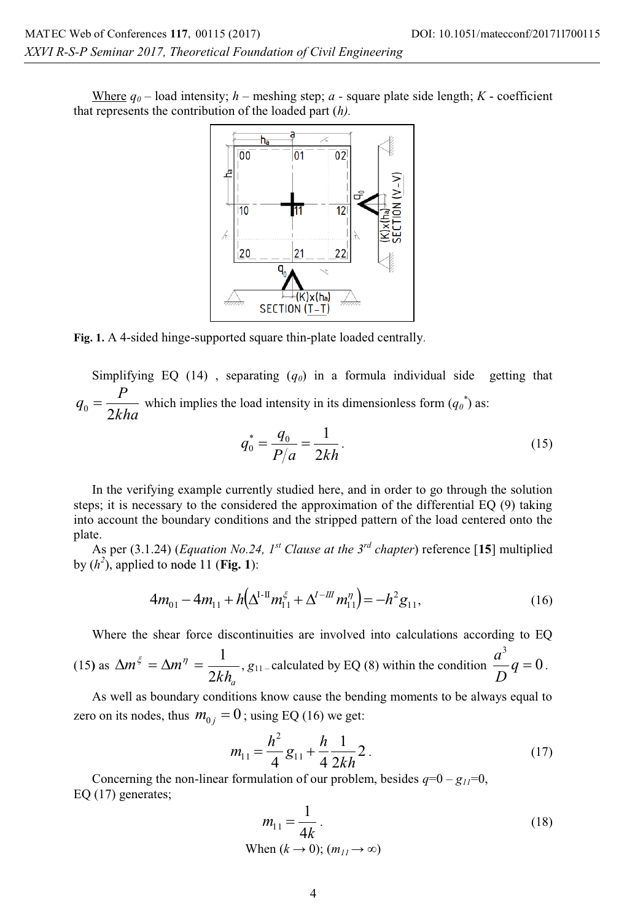Where $q_0$ – load intensity; $h$ – meshing step; $a$ - square plate side length; $K$ - coefficient that represents the contribution of the loaded part ($h$).

**Fig. 1.** A 4-sided hinge-supported square thin-plate loaded centrally.

Simplifying EQ (14) , separating ($q_0$) in a formula individual side getting that $q_0 = \dfrac{P}{2kha}$ which implies the load intensity in its dimensionless form ($q_0^*$) as:

$$q_0^* = \frac{q_0}{P/a} = \frac{1}{2kh}. \tag{15}$$

In the verifying example currently studied here, and in order to go through the solution steps; it is necessary to the considered the approximation of the differential EQ (9) taking into account the boundary conditions and the stripped pattern of the load centered onto the plate.

As per (3.1.24) (*Equation No.24, 1st Clause at the 3rd chapter*) reference [**15**] multiplied by ($h^2$), applied to node 11 (**Fig. 1**):

$$4m_{01} - 4m_{11} + h\left(\Delta^{\text{I-II}} m_{11}^{\xi} + \Delta^{I-III} m_{11}^{\eta}\right) = -h^2 g_{11}, \tag{16}$$

Where the shear force discontinuities are involved into calculations according to EQ (15) as $\Delta m^{\xi} = \Delta m^{\eta} = \dfrac{1}{2kh_a}$, $g_{11}$ – calculated by EQ (8) within the condition $\dfrac{a^3}{D} q = 0$.

As well as boundary conditions know cause the bending moments to be always equal to zero on its nodes, thus $m_{0j} = 0$; using EQ (16) we get:

$$m_{11} = \frac{h^2}{4} g_{11} + \frac{h}{4}\frac{1}{2kh} 2. \tag{17}$$

Concerning the non-linear formulation of our problem, besides $q$=0 – $g_{11}$=0, EQ (17) generates;

$$m_{11} = \frac{1}{4k}. \tag{18}$$

When ($k \rightarrow 0$); ($m_{11} \rightarrow \infty$)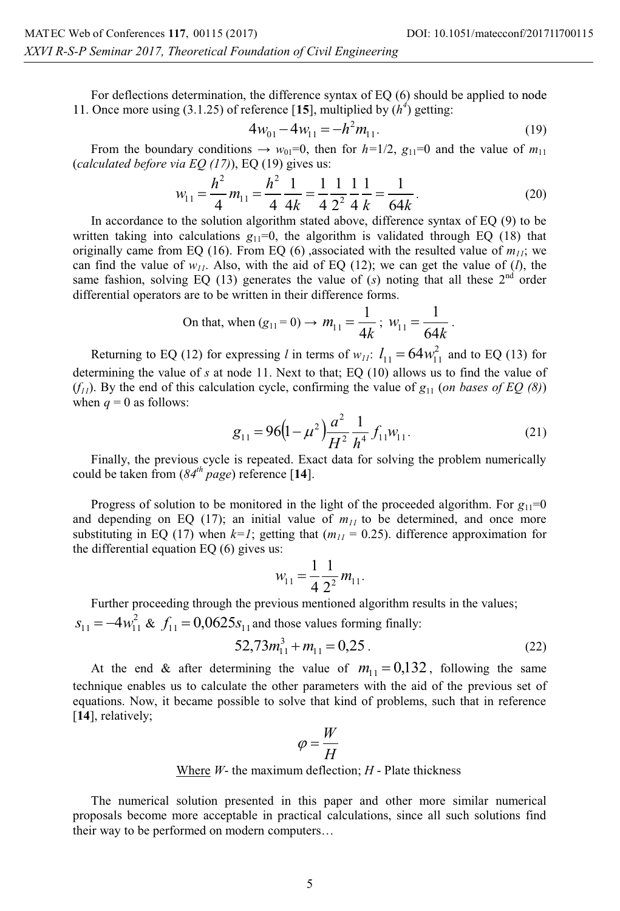For deflections determination, the difference syntax of EQ (6) should be applied to node 11. Once more using (3.1.25) of reference [**15**], multiplied by ($h^4$) getting:

$$4w_{01} - 4w_{11} = -h^2 m_{11}. \tag{19}$$

From the boundary conditions → $w_{01}$=0, then for $h$=1/2, $g_{11}$=0 and the value of $m_{11}$ (*calculated before via EQ (17)*), EQ (19) gives us:

$$w_{11} = \frac{h^2}{4} m_{11} = \frac{h^2}{4} \frac{1}{4k} = \frac{1}{4} \frac{1}{2^2} \frac{1}{4} \frac{1}{k} = \frac{1}{64k}. \tag{20}$$

In accordance to the solution algorithm stated above, difference syntax of EQ (9) to be written taking into calculations $g_{11}$=0, the algorithm is validated through EQ (18) that originally came from EQ (16). From EQ (6) ,associated with the resulted value of $m_{11}$; we can find the value of $w_{11}$. Also, with the aid of EQ (12); we can get the value of ($l$), the same fashion, solving EQ (13) generates the value of ($s$) noting that all these 2[nd] order differential operators are to be written in their difference forms.

On that, when ($g_{11}$ = 0) → $m_{11} = \dfrac{1}{4k}$ ; $w_{11} = \dfrac{1}{64k}$ .

Returning to EQ (12) for expressing $l$ in terms of $w_{11}$: $l_{11} = 64 w_{11}^2$ and to EQ (13) for determining the value of $s$ at node 11. Next to that; EQ (10) allows us to find the value of ($f_{11}$). By the end of this calculation cycle, confirming the value of $g_{11}$ (*on bases of EQ (8)*) when $q$ = 0 as follows:

$$g_{11} = 96\left(1 - \mu^2\right) \frac{a^2}{H^2} \frac{1}{h^4} f_{11} w_{11}. \tag{21}$$

Finally, the previous cycle is repeated. Exact data for solving the problem numerically could be taken from (*84[th] page*) reference [**14**].

Progress of solution to be monitored in the light of the proceeded algorithm. For $g_{11}$=0 and depending on EQ (17); an initial value of $m_{11}$ to be determined, and once more substituting in EQ (17) when $k$=1; getting that ($m_{11}$ = 0.25). difference approximation for the differential equation EQ (6) gives us:

$$w_{11} = \frac{1}{4} \frac{1}{2^2} m_{11}.$$

Further proceeding through the previous mentioned algorithm results in the values; $s_{11} = -4 w_{11}^2$ & $f_{11} = 0{,}0625 s_{11}$ and those values forming finally:

$$52{,}73 m_{11}^3 + m_{11} = 0{,}25\,. \tag{22}$$

At the end & after determining the value of $m_{11} = 0{,}132$, following the same technique enables us to calculate the other parameters with the aid of the previous set of equations. Now, it became possible to solve that kind of problems, such that in reference [**14**], relatively;

$$\varphi = \frac{W}{H}$$

Where $W$- the maximum deflection; $H$ - Plate thickness

The numerical solution presented in this paper and other more similar numerical proposals become more acceptable in practical calculations, since all such solutions find their way to be performed on modern computers…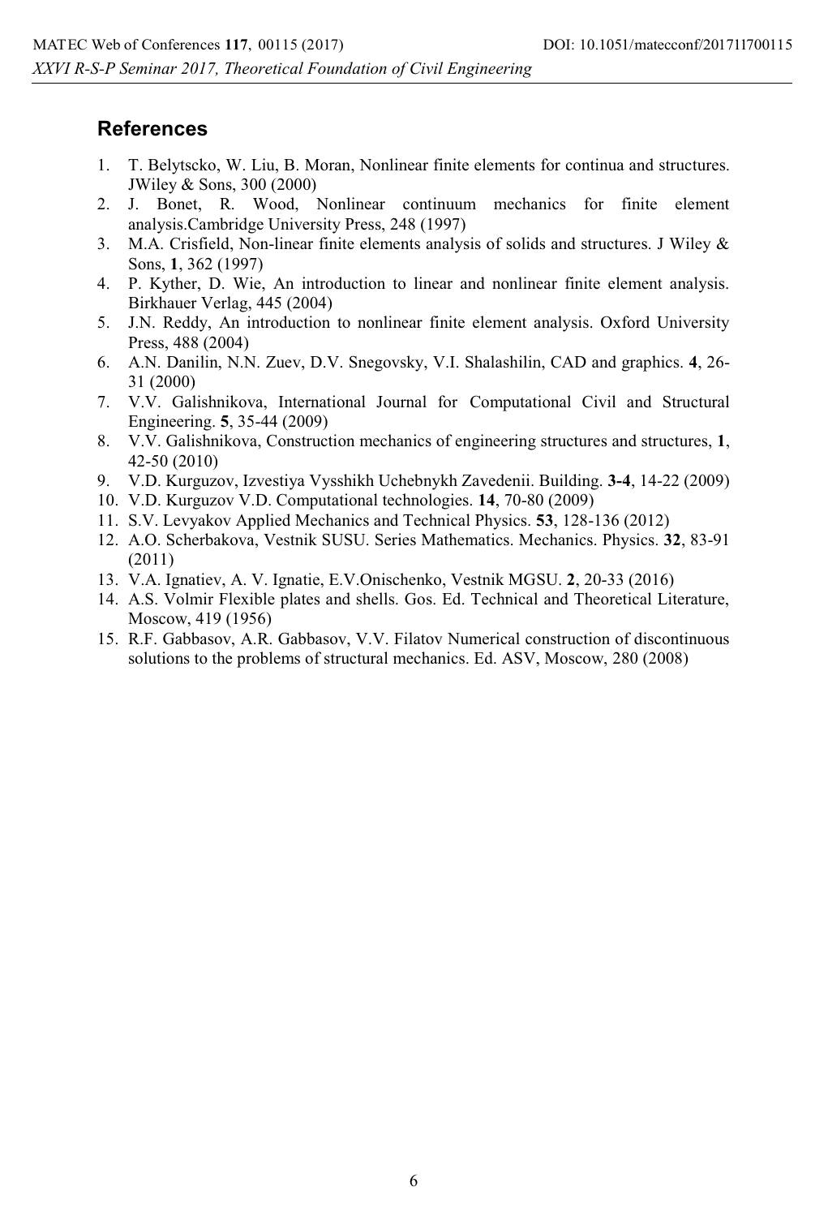## References

1. T. Belytscko, W. Liu, B. Moran, Nonlinear finite elements for continua and structures. JWiley & Sons, 300 (2000)
2. J. Bonet, R. Wood, Nonlinear continuum mechanics for finite element analysis.Cambridge University Press, 248 (1997)
3. M.A. Crisfield, Non-linear finite elements analysis of solids and structures. J Wiley & Sons, **1**, 362 (1997)
4. P. Kyther, D. Wie, An introduction to linear and nonlinear finite element analysis. Birkhauer Verlag, 445 (2004)
5. J.N. Reddy, An introduction to nonlinear finite element analysis. Oxford University Press, 488 (2004)
6. A.N. Danilin, N.N. Zuev, D.V. Snegovsky, V.I. Shalashilin, CAD and graphics. **4**, 26-31 (2000)
7. V.V. Galishnikova, International Journal for Computational Civil and Structural Engineering. **5**, 35-44 (2009)
8. V.V. Galishnikova, Construction mechanics of engineering structures and structures, **1**, 42-50 (2010)
9. V.D. Kurguzov, Izvestiya Vysshikh Uchebnykh Zavedenii. Building. **3-4**, 14-22 (2009)
10. V.D. Kurguzov V.D. Computational technologies. **14**, 70-80 (2009)
11. S.V. Levyakov Applied Mechanics and Technical Physics. **53**, 128-136 (2012)
12. A.O. Scherbakova, Vestnik SUSU. Series Mathematics. Mechanics. Physics. **32**, 83-91 (2011)
13. V.A. Ignatiev, A. V. Ignatie, E.V.Onischenko, Vestnik MGSU. **2**, 20-33 (2016)
14. A.S. Volmir Flexible plates and shells. Gos. Ed. Technical and Theoretical Literature, Moscow, 419 (1956)
15. R.F. Gabbasov, A.R. Gabbasov, V.V. Filatov Numerical construction of discontinuous solutions to the problems of structural mechanics. Ed. ASV, Moscow, 280 (2008)